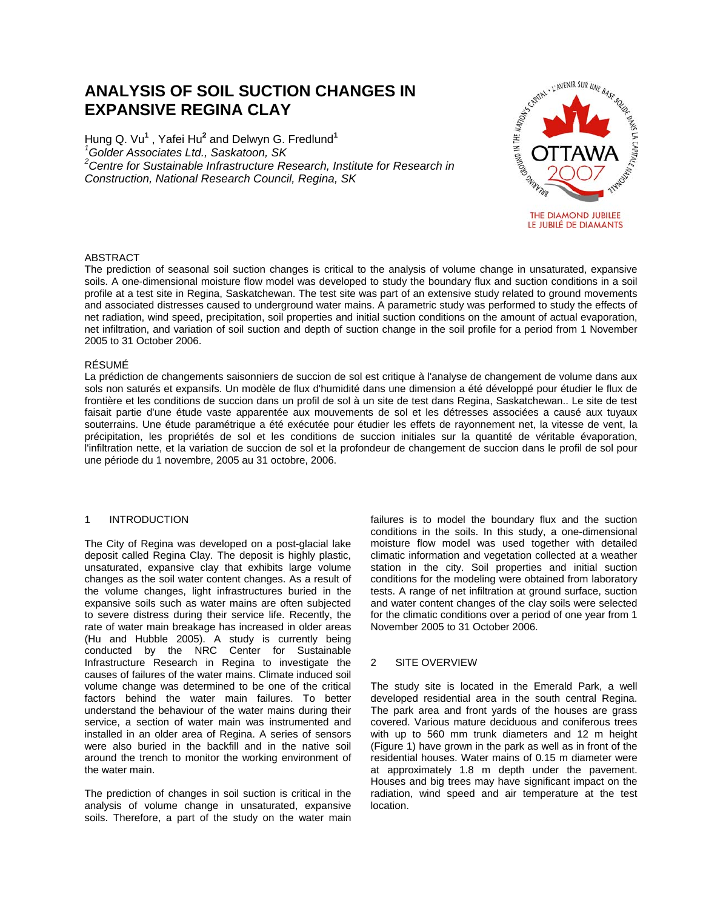# ANALYSIS OF SOIL SUCTION CHANGES IN EXPANSIVE REGINA CLAY

Hung Q. Vu[1] , Yafei Hu[2] and Delwyn G. Fredlund[1]

[1]*Golder Associates Ltd., Saskatoon, SK*

[2]*Centre for Sustainable Infrastructure Research, Institute for Research in Construction, National Research Council, Regina, SK*

## ABSTRACT

The prediction of seasonal soil suction changes is critical to the analysis of volume change in unsaturated, expansive soils. A one-dimensional moisture flow model was developed to study the boundary flux and suction conditions in a soil profile at a test site in Regina, Saskatchewan. The test site was part of an extensive study related to ground movements and associated distresses caused to underground water mains. A parametric study was performed to study the effects of net radiation, wind speed, precipitation, soil properties and initial suction conditions on the amount of actual evaporation, net infiltration, and variation of soil suction and depth of suction change in the soil profile for a period from 1 November 2005 to 31 October 2006.

## RÉSUMÉ

La prédiction de changements saisonniers de succion de sol est critique à l'analyse de changement de volume dans aux sols non saturés et expansifs. Un modèle de flux d'humidité dans une dimension a été développé pour étudier le flux de frontière et les conditions de succion dans un profil de sol à un site de test dans Regina, Saskatchewan.. Le site de test faisait partie d'une étude vaste apparentée aux mouvements de sol et les détresses associées a causé aux tuyaux souterrains. Une étude paramétrique a été exécutée pour étudier les effets de rayonnement net, la vitesse de vent, la précipitation, les propriétés de sol et les conditions de succion initiales sur la quantité de véritable évaporation, l'infiltration nette, et la variation de succion de sol et la profondeur de changement de succion dans le profil de sol pour une période du 1 novembre, 2005 au 31 octobre, 2006.

## 1 INTRODUCTION

The City of Regina was developed on a post-glacial lake deposit called Regina Clay. The deposit is highly plastic, unsaturated, expansive clay that exhibits large volume changes as the soil water content changes. As a result of the volume changes, light infrastructures buried in the expansive soils such as water mains are often subjected to severe distress during their service life. Recently, the rate of water main breakage has increased in older areas (Hu and Hubble 2005). A study is currently being conducted by the NRC Center for Sustainable Infrastructure Research in Regina to investigate the causes of failures of the water mains. Climate induced soil volume change was determined to be one of the critical factors behind the water main failures. To better understand the behaviour of the water mains during their service, a section of water main was instrumented and installed in an older area of Regina. A series of sensors were also buried in the backfill and in the native soil around the trench to monitor the working environment of the water main.

The prediction of changes in soil suction is critical in the analysis of volume change in unsaturated, expansive soils. Therefore, a part of the study on the water main failures is to model the boundary flux and the suction conditions in the soils. In this study, a one-dimensional moisture flow model was used together with detailed climatic information and vegetation collected at a weather station in the city. Soil properties and initial suction conditions for the modeling were obtained from laboratory tests. A range of net infiltration at ground surface, suction and water content changes of the clay soils were selected for the climatic conditions over a period of one year from 1 November 2005 to 31 October 2006.

## 2 SITE OVERVIEW

The study site is located in the Emerald Park, a well developed residential area in the south central Regina. The park area and front yards of the houses are grass covered. Various mature deciduous and coniferous trees with up to 560 mm trunk diameters and 12 m height (Figure 1) have grown in the park as well as in front of the residential houses. Water mains of 0.15 m diameter were at approximately 1.8 m depth under the pavement. Houses and big trees may have significant impact on the radiation, wind speed and air temperature at the test location.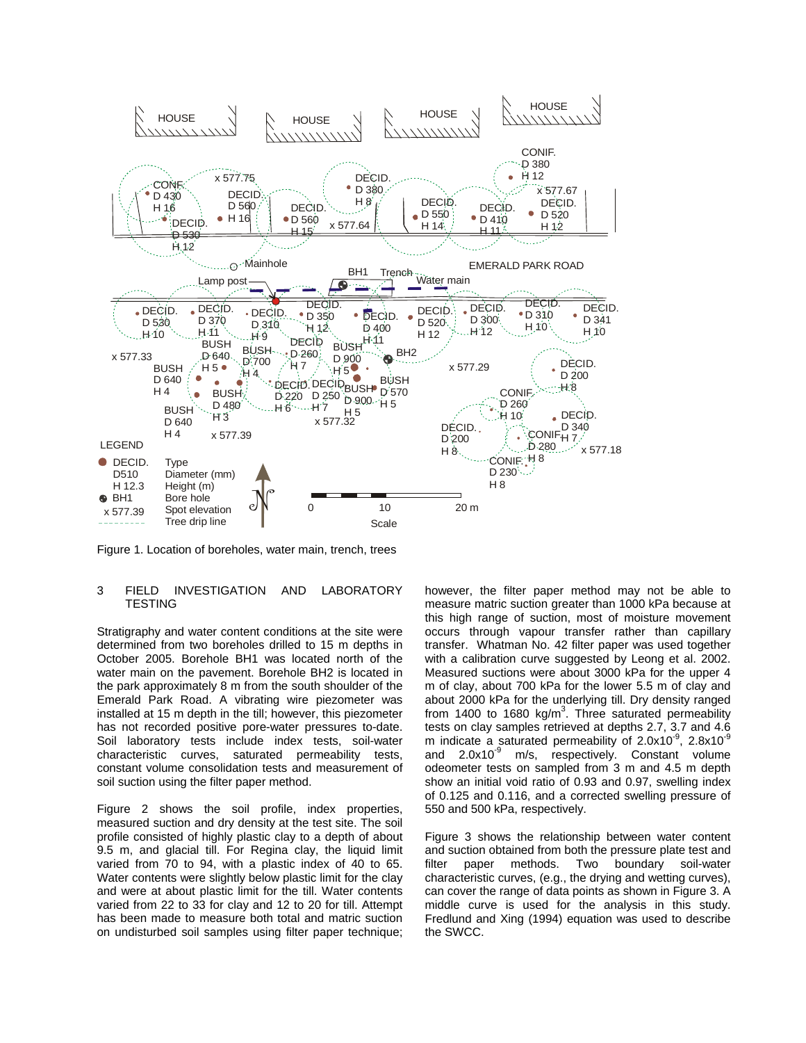Figure 1. Location of boreholes, water main, trench, trees

## 3 FIELD INVESTIGATION AND LABORATORY TESTING

Stratigraphy and water content conditions at the site were determined from two boreholes drilled to 15 m depths in October 2005. Borehole BH1 was located north of the water main on the pavement. Borehole BH2 is located in the park approximately 8 m from the south shoulder of the Emerald Park Road. A vibrating wire piezometer was installed at 15 m depth in the till; however, this piezometer has not recorded positive pore-water pressures to-date. Soil laboratory tests include index tests, soil-water characteristic curves, saturated permeability tests, constant volume consolidation tests and measurement of soil suction using the filter paper method.

Figure 2 shows the soil profile, index properties, measured suction and dry density at the test site. The soil profile consisted of highly plastic clay to a depth of about 9.5 m, and glacial till. For Regina clay, the liquid limit varied from 70 to 94, with a plastic index of 40 to 65. Water contents were slightly below plastic limit for the clay and were at about plastic limit for the till. Water contents varied from 22 to 33 for clay and 12 to 20 for till. Attempt has been made to measure both total and matric suction on undisturbed soil samples using filter paper technique; however, the filter paper method may not be able to measure matric suction greater than 1000 kPa because at this high range of suction, most of moisture movement occurs through vapour transfer rather than capillary transfer. Whatman No. 42 filter paper was used together with a calibration curve suggested by Leong et al. 2002. Measured suctions were about 3000 kPa for the upper 4 m of clay, about 700 kPa for the lower 5.5 m of clay and about 2000 kPa for the underlying till. Dry density ranged from 1400 to 1680 kg/m$^3$. Three saturated permeability tests on clay samples retrieved at depths 2.7, 3.7 and 4.6 m indicate a saturated permeability of $2.0\times10^{-9}$, $2.8\times10^{-9}$ and $2.0\times10^{-9}$ m/s, respectively. Constant volume odeometer tests on sampled from 3 m and 4.5 m depth show an initial void ratio of 0.93 and 0.97, swelling index of 0.125 and 0.116, and a corrected swelling pressure of 550 and 500 kPa, respectively.

Figure 3 shows the relationship between water content and suction obtained from both the pressure plate test and filter paper methods. Two boundary soil-water characteristic curves, (e.g., the drying and wetting curves), can cover the range of data points as shown in Figure 3. A middle curve is used for the analysis in this study. Fredlund and Xing (1994) equation was used to describe the SWCC.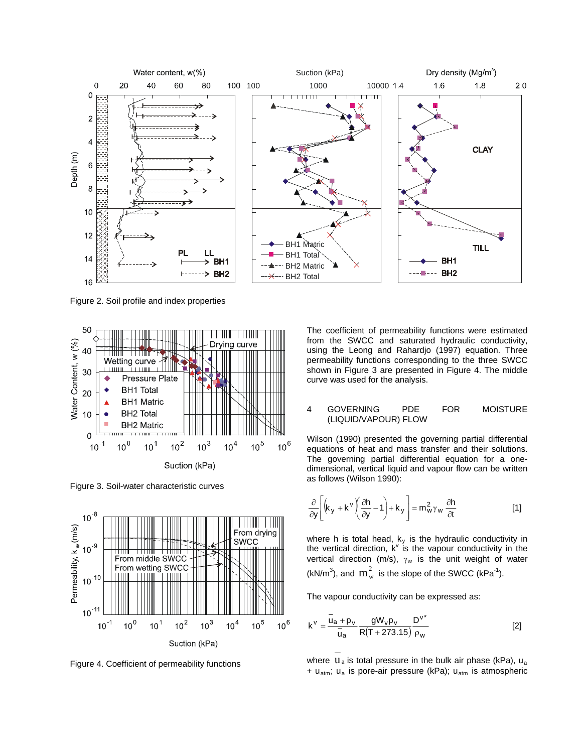Figure 2. Soil profile and index properties

Figure 3. Soil-water characteristic curves

Figure 4. Coefficient of permeability functions

The coefficient of permeability functions were estimated from the SWCC and saturated hydraulic conductivity, using the Leong and Rahardjo (1997) equation. Three permeability functions corresponding to the three SWCC shown in Figure 3 are presented in Figure 4. The middle curve was used for the analysis.

## 4 GOVERNING PDE FOR MOISTURE (LIQUID/VAPOUR) FLOW

Wilson (1990) presented the governing partial differential equations of heat and mass transfer and their solutions. The governing partial differential equation for a one-dimensional, vertical liquid and vapour flow can be written as follows (Wilson 1990):

$$\frac{\partial}{\partial y}\left[\left(k_y + k^v\right)\left(\frac{\partial h}{\partial y} - 1\right) + k_y\right] = m_w^2 \gamma_w \frac{\partial h}{\partial t} \qquad [1]$$

where h is total head, $k_y$ is the hydraulic conductivity in the vertical direction, $k^v$ is the vapour conductivity in the vertical direction (m/s), $\gamma_w$ is the unit weight of water (kN/m$^3$), and $m_w^2$ is the slope of the SWCC (kPa$^{-1}$).

The vapour conductivity can be expressed as:

$$k^v = \frac{\bar{u}_a + p_v}{\bar{u}_a} \frac{g W_v p_v}{R(T + 273.15)} \frac{D^{v*}}{\rho_w} \qquad [2]$$

where $\bar{u}_a$ is total pressure in the bulk air phase (kPa), $u_a + u_{atm}$; $u_a$ is pore-air pressure (kPa); $u_{atm}$ is atmospheric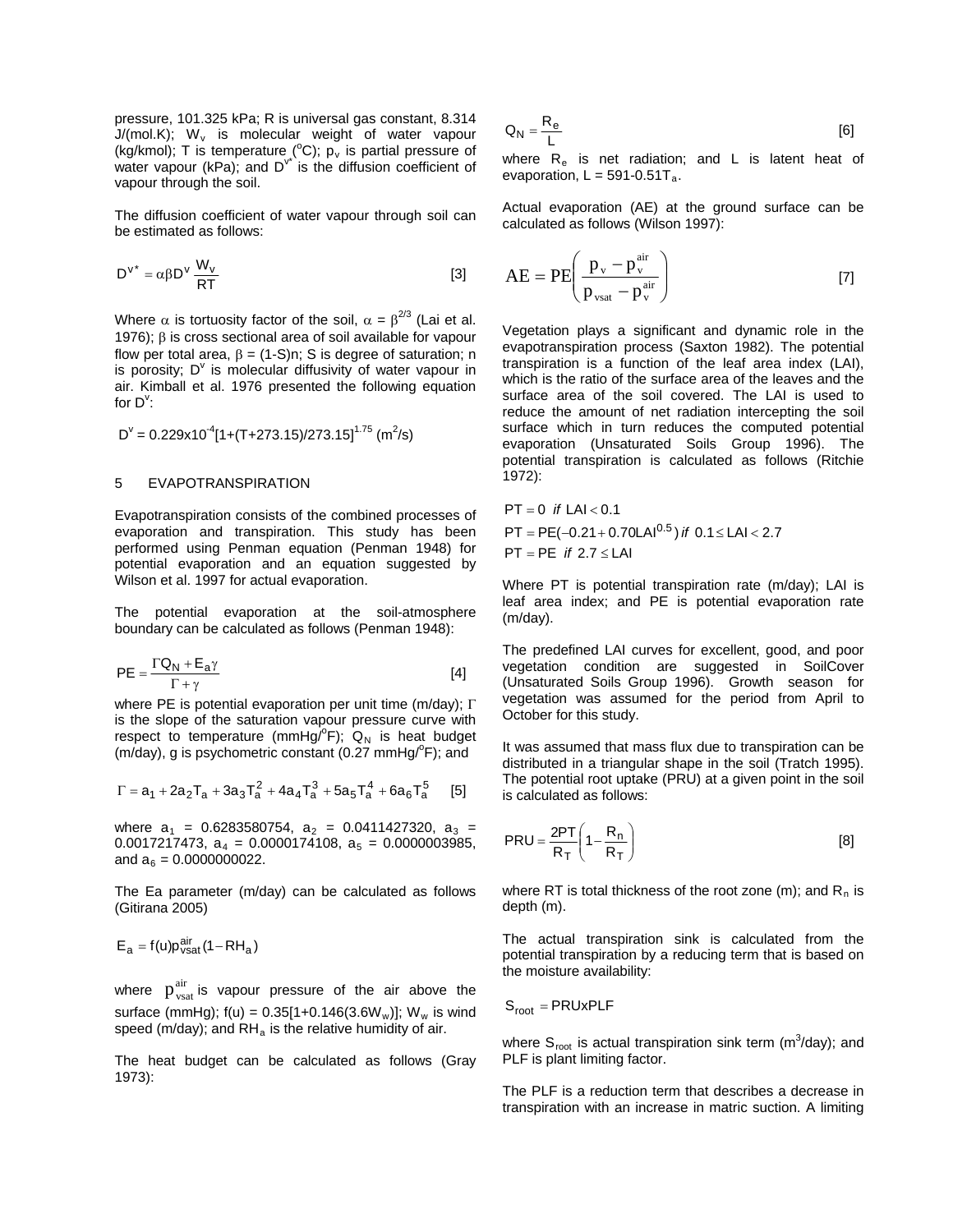pressure, 101.325 kPa; R is universal gas constant, 8.314 J/(mol.K); $W_v$ is molecular weight of water vapour (kg/kmol); T is temperature (°C); $p_v$ is partial pressure of water vapour (kPa); and $D^{v*}$ is the diffusion coefficient of vapour through the soil.

The diffusion coefficient of water vapour through soil can be estimated as follows:

$$D^{v*} = \alpha\beta D^{v} \frac{W_v}{RT} \quad [3]$$

Where $\alpha$ is tortuosity factor of the soil, $\alpha = \beta^{2/3}$ (Lai et al. 1976); $\beta$ is cross sectional area of soil available for vapour flow per total area, $\beta = (1\text{-}S)n$; S is degree of saturation; n is porosity; $D^v$ is molecular diffusivity of water vapour in air. Kimball et al. 1976 presented the following equation for $D^v$:

$$D^v = 0.229\text{x}10^{-4}[1+(T+273.15)/273.15]^{1.75} \text{ (m}^2\text{/s)}$$

## 5 EVAPOTRANSPIRATION

Evapotranspiration consists of the combined processes of evaporation and transpiration. This study has been performed using Penman equation (Penman 1948) for potential evaporation and an equation suggested by Wilson et al. 1997 for actual evaporation.

The potential evaporation at the soil-atmosphere boundary can be calculated as follows (Penman 1948):

$$PE = \frac{\Gamma Q_N + E_a \gamma}{\Gamma + \gamma} \quad [4]$$

where PE is potential evaporation per unit time (m/day); $\Gamma$ is the slope of the saturation vapour pressure curve with respect to temperature (mmHg/°F); $Q_N$ is heat budget (m/day), g is psychometric constant (0.27 mmHg/°F); and

$$\Gamma = a_1 + 2a_2T_a + 3a_3T_a^2 + 4a_4T_a^3 + 5a_5T_a^4 + 6a_6T_a^5 \quad [5]$$

where $a_1$ = 0.6283580754, $a_2$ = 0.0411427320, $a_3$ = 0.0017217473, $a_4$ = 0.0000174108, $a_5$ = 0.0000003985, and $a_6$ = 0.0000000022.

The Ea parameter (m/day) can be calculated as follows (Gitirana 2005)

$$E_a = f(u)p_{vsat}^{air}(1 - RH_a)$$

where $p_{vsat}^{air}$ is vapour pressure of the air above the surface (mmHg); $f(u) = 0.35[1+0.146(3.6W_w)]$; $W_w$ is wind speed (m/day); and $RH_a$ is the relative humidity of air.

The heat budget can be calculated as follows (Gray 1973):

$$Q_N = \frac{R_e}{L} \quad [6]$$

where $R_e$ is net radiation; and L is latent heat of evaporation, $L = 591\text{-}0.51T_a$.

Actual evaporation (AE) at the ground surface can be calculated as follows (Wilson 1997):

$$AE = PE\left(\frac{p_v - p_v^{air}}{p_{vsat} - p_v^{air}}\right) \quad [7]$$

Vegetation plays a significant and dynamic role in the evapotranspiration process (Saxton 1982). The potential transpiration is a function of the leaf area index (LAI), which is the ratio of the surface area of the leaves and the surface area of the soil covered. The LAI is used to reduce the amount of net radiation intercepting the soil surface which in turn reduces the computed potential evaporation (Unsaturated Soils Group 1996). The potential transpiration is calculated as follows (Ritchie 1972):

$$PT = 0 \;\; \textit{if} \;\; LAI < 0.1$$
$$PT = PE(-0.21 + 0.70LAI^{0.5}) \;\; \textit{if} \;\; 0.1 \le LAI < 2.7$$
$$PT = PE \;\; \textit{if} \;\; 2.7 \le LAI$$

Where PT is potential transpiration rate (m/day); LAI is leaf area index; and PE is potential evaporation rate (m/day).

The predefined LAI curves for excellent, good, and poor vegetation condition are suggested in SoilCover (Unsaturated Soils Group 1996). Growth season for vegetation was assumed for the period from April to October for this study.

It was assumed that mass flux due to transpiration can be distributed in a triangular shape in the soil (Tratch 1995). The potential root uptake (PRU) at a given point in the soil is calculated as follows:

$$PRU = \frac{2PT}{R_T}\left(1 - \frac{R_n}{R_T}\right) \quad [8]$$

where RT is total thickness of the root zone (m); and $R_n$ is depth (m).

The actual transpiration sink is calculated from the potential transpiration by a reducing term that is based on the moisture availability:

$$S_{root} = PRU\text{x}PLF$$

where $S_{root}$ is actual transpiration sink term (m³/day); and PLF is plant limiting factor.

The PLF is a reduction term that describes a decrease in transpiration with an increase in matric suction. A limiting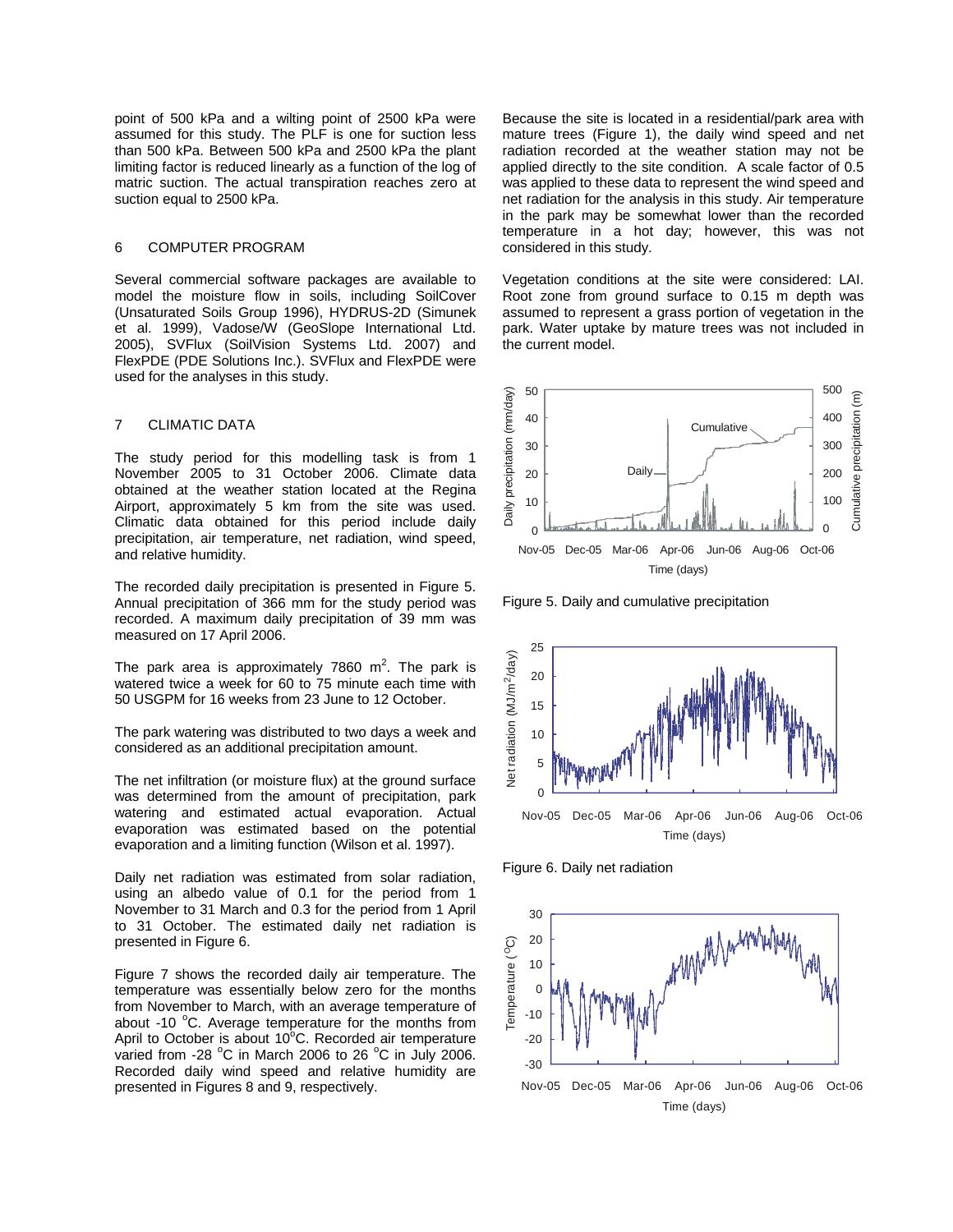point of 500 kPa and a wilting point of 2500 kPa were assumed for this study. The PLF is one for suction less than 500 kPa. Between 500 kPa and 2500 kPa the plant limiting factor is reduced linearly as a function of the log of matric suction. The actual transpiration reaches zero at suction equal to 2500 kPa.

## 6 COMPUTER PROGRAM

Several commercial software packages are available to model the moisture flow in soils, including SoilCover (Unsaturated Soils Group 1996), HYDRUS-2D (Simunek et al. 1999), Vadose/W (GeoSlope International Ltd. 2005), SVFlux (SoilVision Systems Ltd. 2007) and FlexPDE (PDE Solutions Inc.). SVFlux and FlexPDE were used for the analyses in this study.

## 7 CLIMATIC DATA

The study period for this modelling task is from 1 November 2005 to 31 October 2006. Climate data obtained at the weather station located at the Regina Airport, approximately 5 km from the site was used. Climatic data obtained for this period include daily precipitation, air temperature, net radiation, wind speed, and relative humidity.

The recorded daily precipitation is presented in Figure 5. Annual precipitation of 366 mm for the study period was recorded. A maximum daily precipitation of 39 mm was measured on 17 April 2006.

The park area is approximately 7860 $m^2$. The park is watered twice a week for 60 to 75 minute each time with 50 USGPM for 16 weeks from 23 June to 12 October.

The park watering was distributed to two days a week and considered as an additional precipitation amount.

The net infiltration (or moisture flux) at the ground surface was determined from the amount of precipitation, park watering and estimated actual evaporation. Actual evaporation was estimated based on the potential evaporation and a limiting function (Wilson et al. 1997).

Daily net radiation was estimated from solar radiation, using an albedo value of 0.1 for the period from 1 November to 31 March and 0.3 for the period from 1 April to 31 October. The estimated daily net radiation is presented in Figure 6.

Figure 7 shows the recorded daily air temperature. The temperature was essentially below zero for the months from November to March, with an average temperature of about -10 $^{o}$C. Average temperature for the months from April to October is about 10$^{o}$C. Recorded air temperature varied from -28 $^{o}$C in March 2006 to 26 $^{o}$C in July 2006. Recorded daily wind speed and relative humidity are presented in Figures 8 and 9, respectively.

Because the site is located in a residential/park area with mature trees (Figure 1), the daily wind speed and net radiation recorded at the weather station may not be applied directly to the site condition. A scale factor of 0.5 was applied to these data to represent the wind speed and net radiation for the analysis in this study. Air temperature in the park may be somewhat lower than the recorded temperature in a hot day; however, this was not considered in this study.

Vegetation conditions at the site were considered: LAI. Root zone from ground surface to 0.15 m depth was assumed to represent a grass portion of vegetation in the park. Water uptake by mature trees was not included in the current model.

Figure 5. Daily and cumulative precipitation

Figure 6. Daily net radiation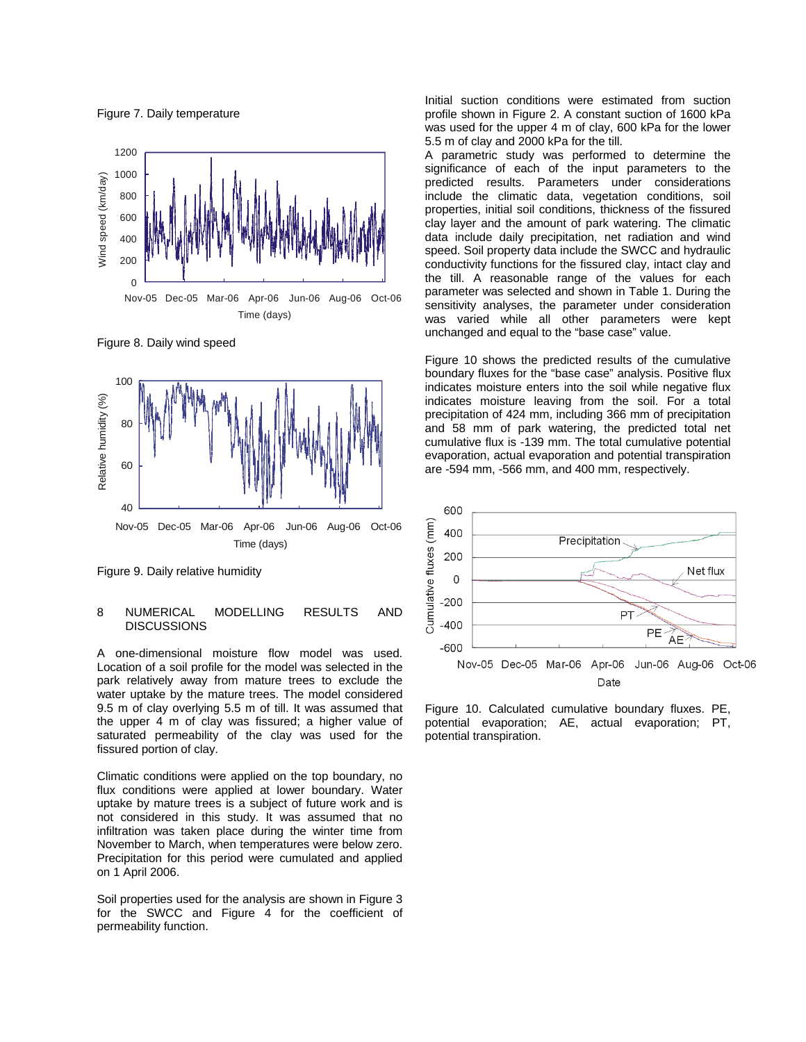Figure 7. Daily temperature

Figure 8. Daily wind speed

Figure 9. Daily relative humidity

## 8 NUMERICAL MODELLING RESULTS AND DISCUSSIONS

A one-dimensional moisture flow model was used. Location of a soil profile for the model was selected in the park relatively away from mature trees to exclude the water uptake by the mature trees. The model considered 9.5 m of clay overlying 5.5 m of till. It was assumed that the upper 4 m of clay was fissured; a higher value of saturated permeability of the clay was used for the fissured portion of clay.

Climatic conditions were applied on the top boundary, no flux conditions were applied at lower boundary. Water uptake by mature trees is a subject of future work and is not considered in this study. It was assumed that no infiltration was taken place during the winter time from November to March, when temperatures were below zero. Precipitation for this period were cumulated and applied on 1 April 2006.

Soil properties used for the analysis are shown in Figure 3 for the SWCC and Figure 4 for the coefficient of permeability function.

Initial suction conditions were estimated from suction profile shown in Figure 2. A constant suction of 1600 kPa was used for the upper 4 m of clay, 600 kPa for the lower 5.5 m of clay and 2000 kPa for the till.

A parametric study was performed to determine the significance of each of the input parameters to the predicted results. Parameters under considerations include the climatic data, vegetation conditions, soil properties, initial soil conditions, thickness of the fissured clay layer and the amount of park watering. The climatic data include daily precipitation, net radiation and wind speed. Soil property data include the SWCC and hydraulic conductivity functions for the fissured clay, intact clay and the till. A reasonable range of the values for each parameter was selected and shown in Table 1. During the sensitivity analyses, the parameter under consideration was varied while all other parameters were kept unchanged and equal to the "base case" value.

Figure 10 shows the predicted results of the cumulative boundary fluxes for the "base case" analysis. Positive flux indicates moisture enters into the soil while negative flux indicates moisture leaving from the soil. For a total precipitation of 424 mm, including 366 mm of precipitation and 58 mm of park watering, the predicted total net cumulative flux is -139 mm. The total cumulative potential evaporation, actual evaporation and potential transpiration are -594 mm, -566 mm, and 400 mm, respectively.

Figure 10. Calculated cumulative boundary fluxes. PE, potential evaporation; AE, actual evaporation; PT, potential transpiration.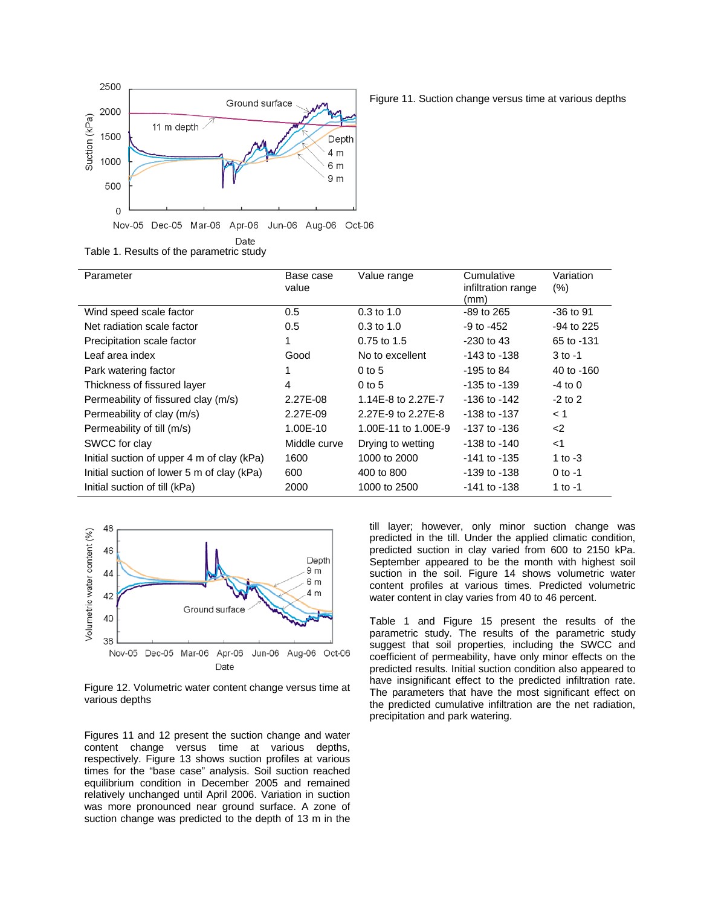Figure 11. Suction change versus time at various depths

Table 1. Results of the parametric study

| Parameter | Base case value | Value range | Cumulative infiltration range (mm) | Variation (%) |
|---|---|---|---|---|
| Wind speed scale factor | 0.5 | 0.3 to 1.0 | -89 to 265 | -36 to 91 |
| Net radiation scale factor | 0.5 | 0.3 to 1.0 | -9 to -452 | -94 to 225 |
| Precipitation scale factor | 1 | 0.75 to 1.5 | -230 to 43 | 65 to -131 |
| Leaf area index | Good | No to excellent | -143 to -138 | 3 to -1 |
| Park watering factor | 1 | 0 to 5 | -195 to 84 | 40 to -160 |
| Thickness of fissured layer | 4 | 0 to 5 | -135 to -139 | -4 to 0 |
| Permeability of fissured clay (m/s) | 2.27E-08 | 1.14E-8 to 2.27E-7 | -136 to -142 | -2 to 2 |
| Permeability of clay (m/s) | 2.27E-09 | 2.27E-9 to 2.27E-8 | -138 to -137 | < 1 |
| Permeability of till (m/s) | 1.00E-10 | 1.00E-11 to 1.00E-9 | -137 to -136 | <2 |
| SWCC for clay | Middle curve | Drying to wetting | -138 to -140 | <1 |
| Initial suction of upper 4 m of clay (kPa) | 1600 | 1000 to 2000 | -141 to -135 | 1 to -3 |
| Initial suction of lower 5 m of clay (kPa) | 600 | 400 to 800 | -139 to -138 | 0 to -1 |
| Initial suction of till (kPa) | 2000 | 1000 to 2500 | -141 to -138 | 1 to -1 |

Figure 12. Volumetric water content change versus time at various depths

Figures 11 and 12 present the suction change and water content change versus time at various depths, respectively. Figure 13 shows suction profiles at various times for the "base case" analysis. Soil suction reached equilibrium condition in December 2005 and remained relatively unchanged until April 2006. Variation in suction was more pronounced near ground surface. A zone of suction change was predicted to the depth of 13 m in the till layer; however, only minor suction change was predicted in the till. Under the applied climatic condition, predicted suction in clay varied from 600 to 2150 kPa. September appeared to be the month with highest soil suction in the soil. Figure 14 shows volumetric water content profiles at various times. Predicted volumetric water content in clay varies from 40 to 46 percent.

Table 1 and Figure 15 present the results of the parametric study. The results of the parametric study suggest that soil properties, including the SWCC and coefficient of permeability, have only minor effects on the predicted results. Initial suction condition also appeared to have insignificant effect to the predicted infiltration rate. The parameters that have the most significant effect on the predicted cumulative infiltration are the net radiation, precipitation and park watering.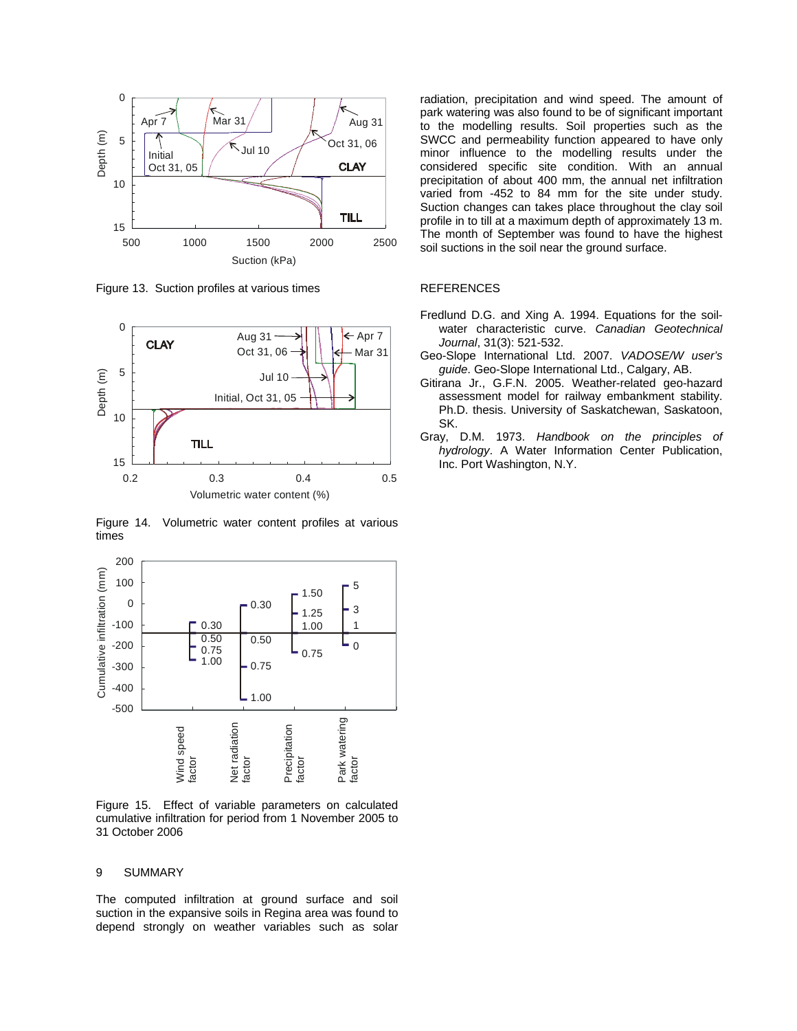Figure 13. Suction profiles at various times

Figure 14. Volumetric water content profiles at various times

Figure 15. Effect of variable parameters on calculated cumulative infiltration for period from 1 November 2005 to 31 October 2006

## 9 SUMMARY

The computed infiltration at ground surface and soil suction in the expansive soils in Regina area was found to depend strongly on weather variables such as solar radiation, precipitation and wind speed. The amount of park watering was also found to be of significant important to the modelling results. Soil properties such as the SWCC and permeability function appeared to have only minor influence to the modelling results under the considered specific site condition. With an annual precipitation of about 400 mm, the annual net infiltration varied from -452 to 84 mm for the site under study. Suction changes can takes place throughout the clay soil profile in to till at a maximum depth of approximately 13 m. The month of September was found to have the highest soil suctions in the soil near the ground surface.

## REFERENCES

Fredlund D.G. and Xing A. 1994. Equations for the soil-water characteristic curve. *Canadian Geotechnical Journal*, 31(3): 521-532.

Geo-Slope International Ltd. 2007. *VADOSE/W user's guide*. Geo-Slope International Ltd., Calgary, AB.

Gitirana Jr., G.F.N. 2005. Weather-related geo-hazard assessment model for railway embankment stability. Ph.D. thesis. University of Saskatchewan, Saskatoon, SK.

Gray, D.M. 1973. *Handbook on the principles of hydrology*. A Water Information Center Publication, Inc. Port Washington, N.Y.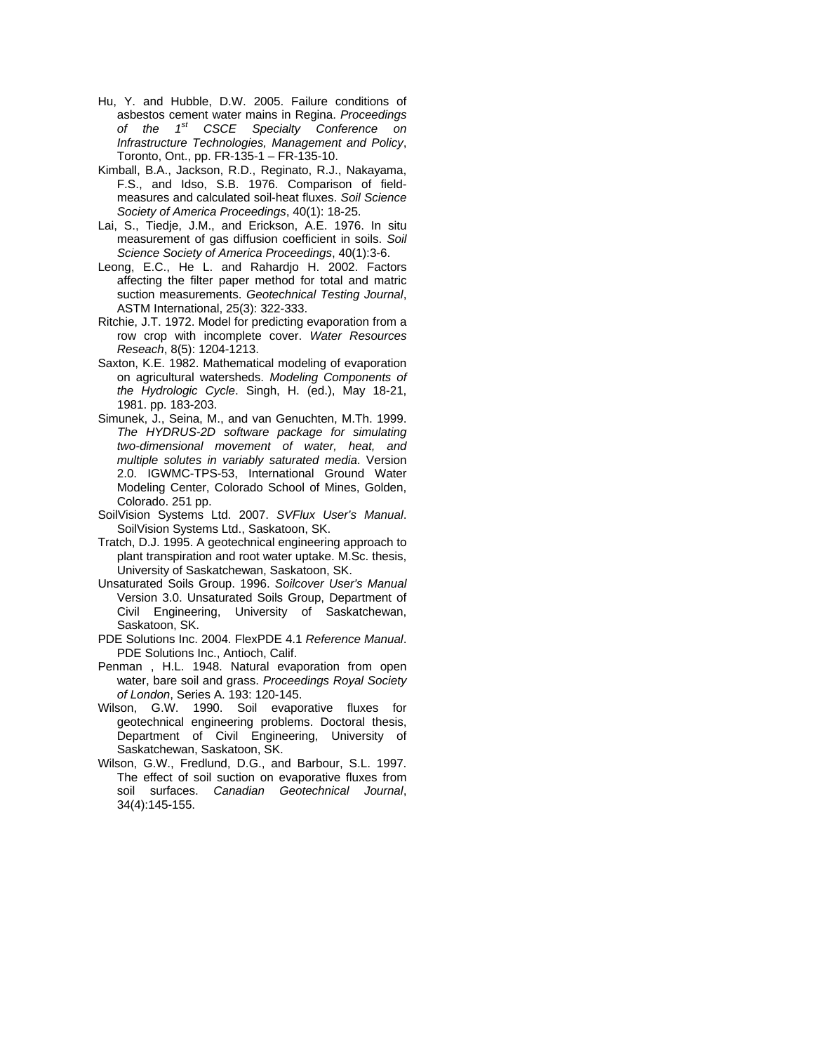Hu, Y. and Hubble, D.W. 2005. Failure conditions of asbestos cement water mains in Regina. *Proceedings of the 1st CSCE Specialty Conference on Infrastructure Technologies, Management and Policy*, Toronto, Ont., pp. FR-135-1 – FR-135-10.

Kimball, B.A., Jackson, R.D., Reginato, R.J., Nakayama, F.S., and Idso, S.B. 1976. Comparison of field-measures and calculated soil-heat fluxes. *Soil Science Society of America Proceedings*, 40(1): 18-25.

Lai, S., Tiedje, J.M., and Erickson, A.E. 1976. In situ measurement of gas diffusion coefficient in soils. *Soil Science Society of America Proceedings*, 40(1):3-6.

Leong, E.C., He L. and Rahardjo H. 2002. Factors affecting the filter paper method for total and matric suction measurements. *Geotechnical Testing Journal*, ASTM International, 25(3): 322-333.

Ritchie, J.T. 1972. Model for predicting evaporation from a row crop with incomplete cover. *Water Resources Reseach*, 8(5): 1204-1213.

Saxton, K.E. 1982. Mathematical modeling of evaporation on agricultural watersheds. *Modeling Components of the Hydrologic Cycle*. Singh, H. (ed.), May 18-21, 1981. pp. 183-203.

Simunek, J., Seina, M., and van Genuchten, M.Th. 1999. *The HYDRUS-2D software package for simulating two-dimensional movement of water, heat, and multiple solutes in variably saturated media*. Version 2.0. IGWMC-TPS-53, International Ground Water Modeling Center, Colorado School of Mines, Golden, Colorado. 251 pp.

SoilVision Systems Ltd. 2007. *SVFlux User's Manual*. SoilVision Systems Ltd., Saskatoon, SK.

Tratch, D.J. 1995. A geotechnical engineering approach to plant transpiration and root water uptake. M.Sc. thesis, University of Saskatchewan, Saskatoon, SK.

Unsaturated Soils Group. 1996. *Soilcover User's Manual* Version 3.0. Unsaturated Soils Group, Department of Civil Engineering, University of Saskatchewan, Saskatoon, SK.

PDE Solutions Inc. 2004. FlexPDE 4.1 *Reference Manual*. PDE Solutions Inc., Antioch, Calif.

Penman , H.L. 1948. Natural evaporation from open water, bare soil and grass. *Proceedings Royal Society of London*, Series A. 193: 120-145.

Wilson, G.W. 1990. Soil evaporative fluxes for geotechnical engineering problems. Doctoral thesis, Department of Civil Engineering, University of Saskatchewan, Saskatoon, SK.

Wilson, G.W., Fredlund, D.G., and Barbour, S.L. 1997. The effect of soil suction on evaporative fluxes from soil surfaces. *Canadian Geotechnical Journal*, 34(4):145-155.